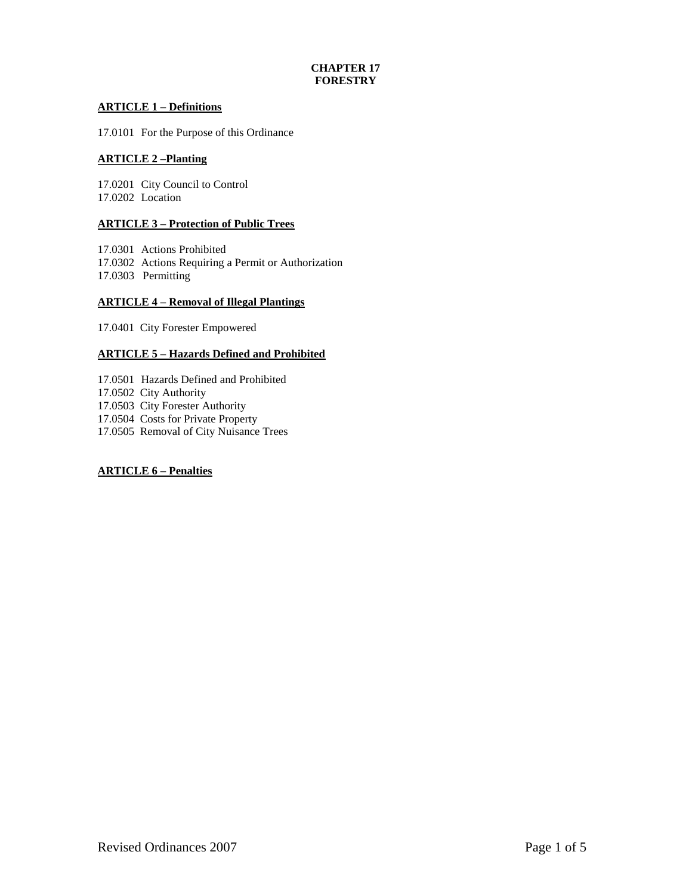# CHAPTER 17
# FORESTRY

**ARTICLE 1 – Definitions**

17.0101 For the Purpose of this Ordinance

**ARTICLE 2 –Planting**

17.0201 City Council to Control
17.0202 Location

**ARTICLE 3 – Protection of Public Trees**

17.0301 Actions Prohibited
17.0302 Actions Requiring a Permit or Authorization
17.0303 Permitting

**ARTICLE 4 – Removal of Illegal Plantings**

17.0401 City Forester Empowered

**ARTICLE 5 – Hazards Defined and Prohibited**

17.0501 Hazards Defined and Prohibited
17.0502 City Authority
17.0503 City Forester Authority
17.0504 Costs for Private Property
17.0505 Removal of City Nuisance Trees

**ARTICLE 6 – Penalties**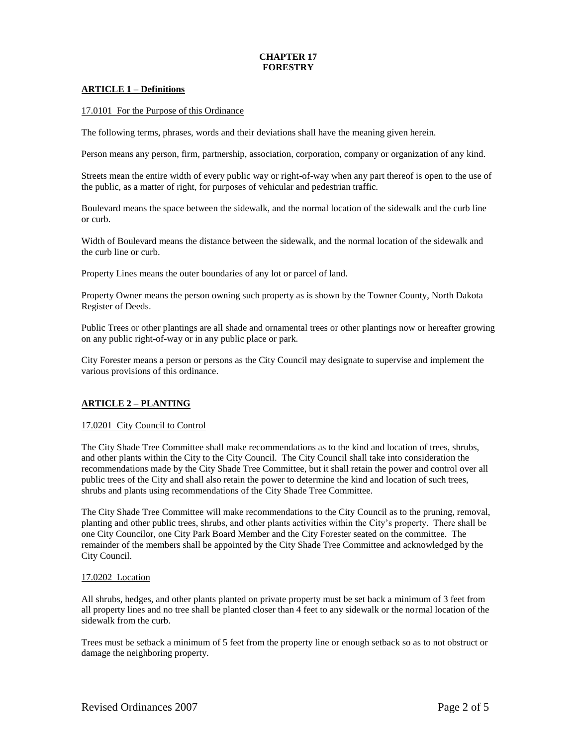# CHAPTER 17
# FORESTRY

## ARTICLE 1 – Definitions

17.0101 For the Purpose of this Ordinance

The following terms, phrases, words and their deviations shall have the meaning given herein.

Person means any person, firm, partnership, association, corporation, company or organization of any kind.

Streets mean the entire width of every public way or right-of-way when any part thereof is open to the use of the public, as a matter of right, for purposes of vehicular and pedestrian traffic.

Boulevard means the space between the sidewalk, and the normal location of the sidewalk and the curb line or curb.

Width of Boulevard means the distance between the sidewalk, and the normal location of the sidewalk and the curb line or curb.

Property Lines means the outer boundaries of any lot or parcel of land.

Property Owner means the person owning such property as is shown by the Towner County, North Dakota Register of Deeds.

Public Trees or other plantings are all shade and ornamental trees or other plantings now or hereafter growing on any public right-of-way or in any public place or park.

City Forester means a person or persons as the City Council may designate to supervise and implement the various provisions of this ordinance.

## ARTICLE 2 – PLANTING

17.0201 City Council to Control

The City Shade Tree Committee shall make recommendations as to the kind and location of trees, shrubs, and other plants within the City to the City Council. The City Council shall take into consideration the recommendations made by the City Shade Tree Committee, but it shall retain the power and control over all public trees of the City and shall also retain the power to determine the kind and location of such trees, shrubs and plants using recommendations of the City Shade Tree Committee.

The City Shade Tree Committee will make recommendations to the City Council as to the pruning, removal, planting and other public trees, shrubs, and other plants activities within the City's property. There shall be one City Councilor, one City Park Board Member and the City Forester seated on the committee. The remainder of the members shall be appointed by the City Shade Tree Committee and acknowledged by the City Council.

17.0202 Location

All shrubs, hedges, and other plants planted on private property must be set back a minimum of 3 feet from all property lines and no tree shall be planted closer than 4 feet to any sidewalk or the normal location of the sidewalk from the curb.

Trees must be setback a minimum of 5 feet from the property line or enough setback so as to not obstruct or damage the neighboring property.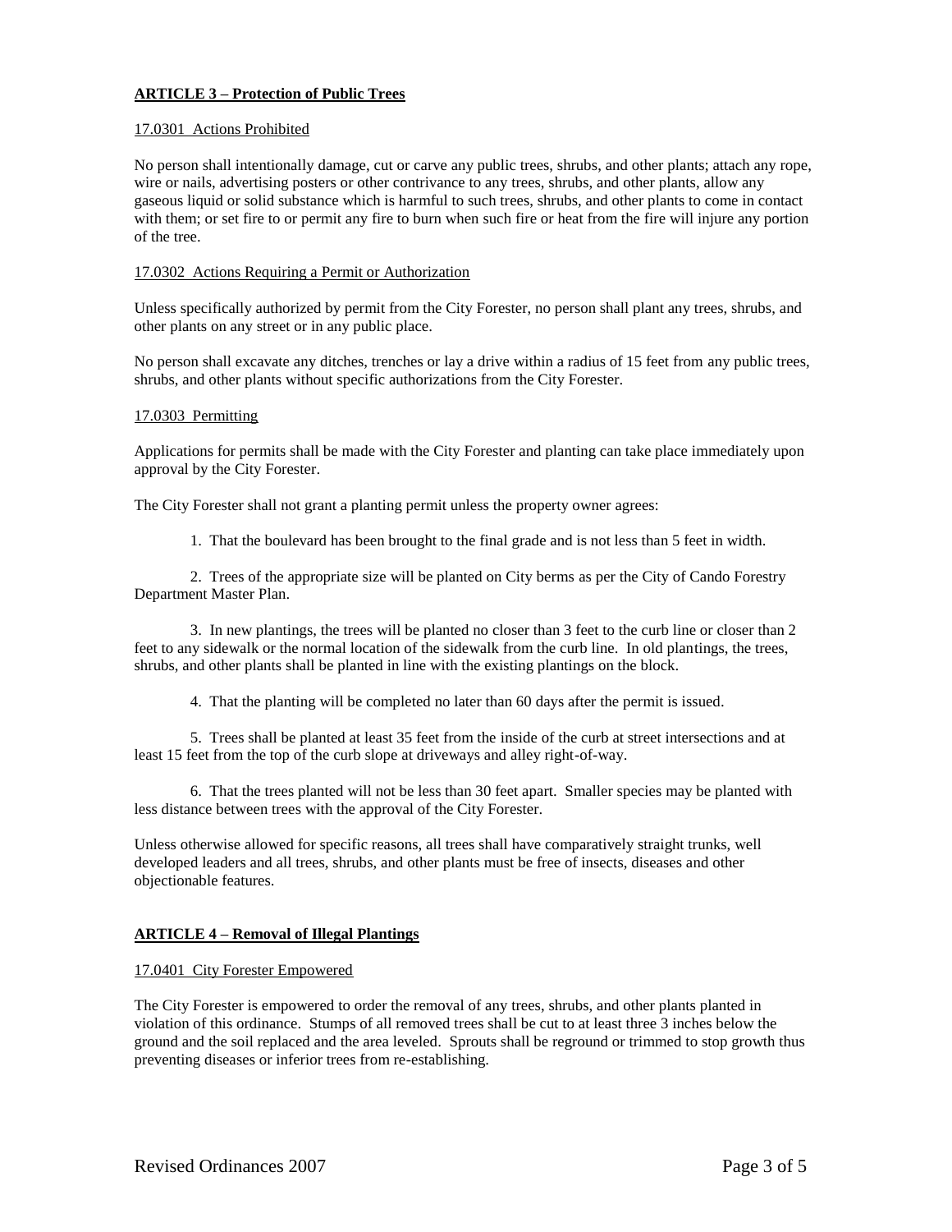## ARTICLE 3 – Protection of Public Trees

### 17.0301 Actions Prohibited

No person shall intentionally damage, cut or carve any public trees, shrubs, and other plants; attach any rope, wire or nails, advertising posters or other contrivance to any trees, shrubs, and other plants, allow any gaseous liquid or solid substance which is harmful to such trees, shrubs, and other plants to come in contact with them; or set fire to or permit any fire to burn when such fire or heat from the fire will injure any portion of the tree.

### 17.0302 Actions Requiring a Permit or Authorization

Unless specifically authorized by permit from the City Forester, no person shall plant any trees, shrubs, and other plants on any street or in any public place.

No person shall excavate any ditches, trenches or lay a drive within a radius of 15 feet from any public trees, shrubs, and other plants without specific authorizations from the City Forester.

### 17.0303 Permitting

Applications for permits shall be made with the City Forester and planting can take place immediately upon approval by the City Forester.

The City Forester shall not grant a planting permit unless the property owner agrees:

1. That the boulevard has been brought to the final grade and is not less than 5 feet in width.

2. Trees of the appropriate size will be planted on City berms as per the City of Cando Forestry Department Master Plan.

3. In new plantings, the trees will be planted no closer than 3 feet to the curb line or closer than 2 feet to any sidewalk or the normal location of the sidewalk from the curb line. In old plantings, the trees, shrubs, and other plants shall be planted in line with the existing plantings on the block.

4. That the planting will be completed no later than 60 days after the permit is issued.

5. Trees shall be planted at least 35 feet from the inside of the curb at street intersections and at least 15 feet from the top of the curb slope at driveways and alley right-of-way.

6. That the trees planted will not be less than 30 feet apart. Smaller species may be planted with less distance between trees with the approval of the City Forester.

Unless otherwise allowed for specific reasons, all trees shall have comparatively straight trunks, well developed leaders and all trees, shrubs, and other plants must be free of insects, diseases and other objectionable features.

## ARTICLE 4 – Removal of Illegal Plantings

### 17.0401 City Forester Empowered

The City Forester is empowered to order the removal of any trees, shrubs, and other plants planted in violation of this ordinance. Stumps of all removed trees shall be cut to at least three 3 inches below the ground and the soil replaced and the area leveled. Sprouts shall be reground or trimmed to stop growth thus preventing diseases or inferior trees from re-establishing.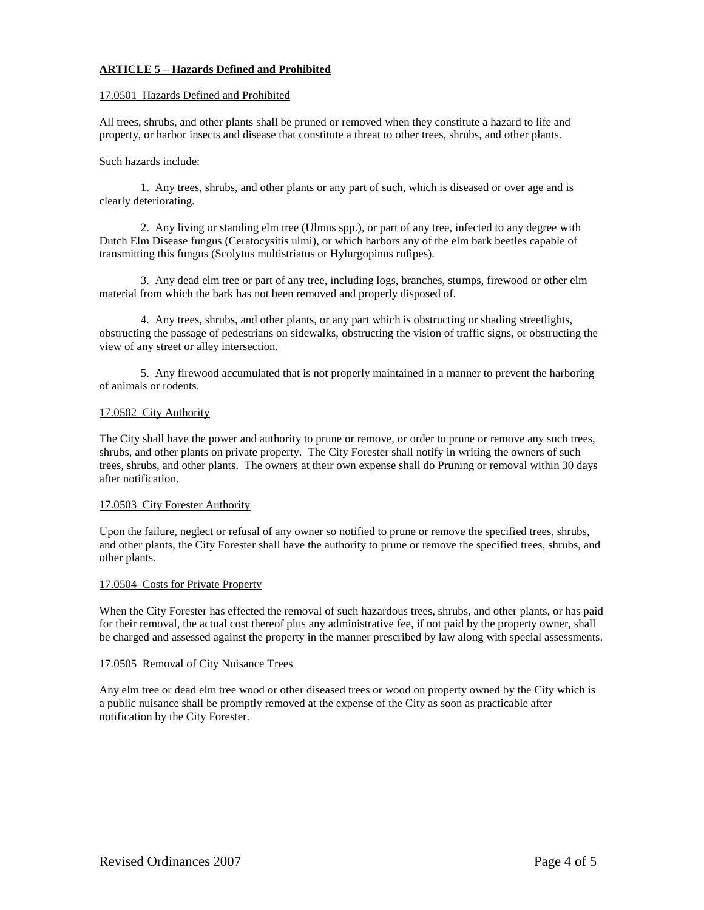## ARTICLE 5 – Hazards Defined and Prohibited

### 17.0501 Hazards Defined and Prohibited

All trees, shrubs, and other plants shall be pruned or removed when they constitute a hazard to life and property, or harbor insects and disease that constitute a threat to other trees, shrubs, and other plants.

Such hazards include:

1. Any trees, shrubs, and other plants or any part of such, which is diseased or over age and is clearly deteriorating.

2. Any living or standing elm tree (Ulmus spp.), or part of any tree, infected to any degree with Dutch Elm Disease fungus (Ceratocysitis ulmi), or which harbors any of the elm bark beetles capable of transmitting this fungus (Scolytus multistriatus or Hylurgopinus rufipes).

3. Any dead elm tree or part of any tree, including logs, branches, stumps, firewood or other elm material from which the bark has not been removed and properly disposed of.

4. Any trees, shrubs, and other plants, or any part which is obstructing or shading streetlights, obstructing the passage of pedestrians on sidewalks, obstructing the vision of traffic signs, or obstructing the view of any street or alley intersection.

5. Any firewood accumulated that is not properly maintained in a manner to prevent the harboring of animals or rodents.

### 17.0502 City Authority

The City shall have the power and authority to prune or remove, or order to prune or remove any such trees, shrubs, and other plants on private property. The City Forester shall notify in writing the owners of such trees, shrubs, and other plants. The owners at their own expense shall do Pruning or removal within 30 days after notification.

### 17.0503 City Forester Authority

Upon the failure, neglect or refusal of any owner so notified to prune or remove the specified trees, shrubs, and other plants, the City Forester shall have the authority to prune or remove the specified trees, shrubs, and other plants.

### 17.0504 Costs for Private Property

When the City Forester has effected the removal of such hazardous trees, shrubs, and other plants, or has paid for their removal, the actual cost thereof plus any administrative fee, if not paid by the property owner, shall be charged and assessed against the property in the manner prescribed by law along with special assessments.

### 17.0505 Removal of City Nuisance Trees

Any elm tree or dead elm tree wood or other diseased trees or wood on property owned by the City which is a public nuisance shall be promptly removed at the expense of the City as soon as practicable after notification by the City Forester.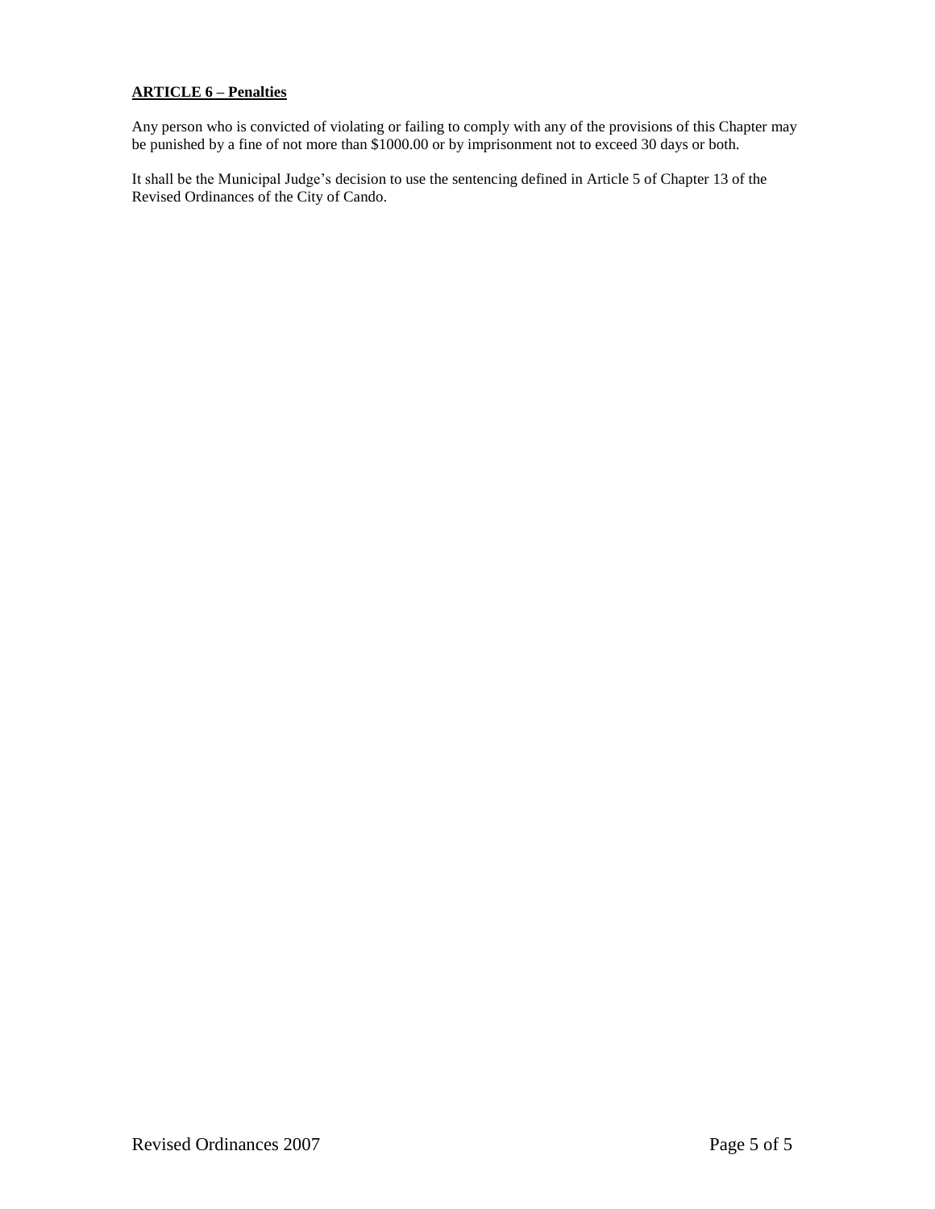**ARTICLE 6 – Penalties**

Any person who is convicted of violating or failing to comply with any of the provisions of this Chapter may be punished by a fine of not more than $1000.00 or by imprisonment not to exceed 30 days or both.

It shall be the Municipal Judge's decision to use the sentencing defined in Article 5 of Chapter 13 of the Revised Ordinances of the City of Cando.